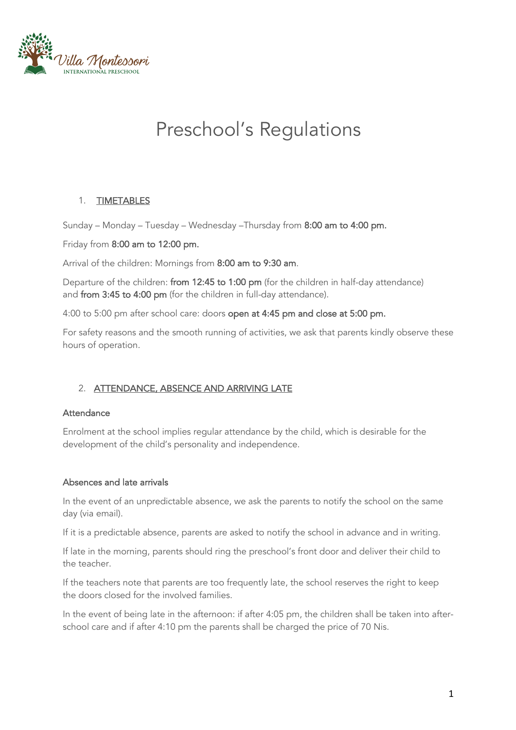# Preschool's Regulations

## 1. TIMETABLES

Sunday – Monday – Tuesday – Wednesday –Thursday from **8:00 am to 4:00 pm.**

Friday from **8:00 am to 12:00 pm.**

Arrival of the children: Mornings from **8:00 am to 9:30 am**.

Departure of the children: **from 12:45 to 1:00 pm** (for the children in half-day attendance) and **from 3:45 to 4:00 pm** (for the children in full-day attendance).

4:00 to 5:00 pm after school care: doors **open at 4:45 pm and close at 5:00 pm.**

For safety reasons and the smooth running of activities, we ask that parents kindly observe these hours of operation.

## 2. ATTENDANCE, ABSENCE AND ARRIVING LATE

### Attendance

Enrolment at the school implies regular attendance by the child, which is desirable for the development of the child's personality and independence.

### Absences and late arrivals

In the event of an unpredictable absence, we ask the parents to notify the school on the same day (via email).

If it is a predictable absence, parents are asked to notify the school in advance and in writing.

If late in the morning, parents should ring the preschool's front door and deliver their child to the teacher.

If the teachers note that parents are too frequently late, the school reserves the right to keep the doors closed for the involved families.

In the event of being late in the afternoon: if after 4:05 pm, the children shall be taken into after-school care and if after 4:10 pm the parents shall be charged the price of 70 Nis.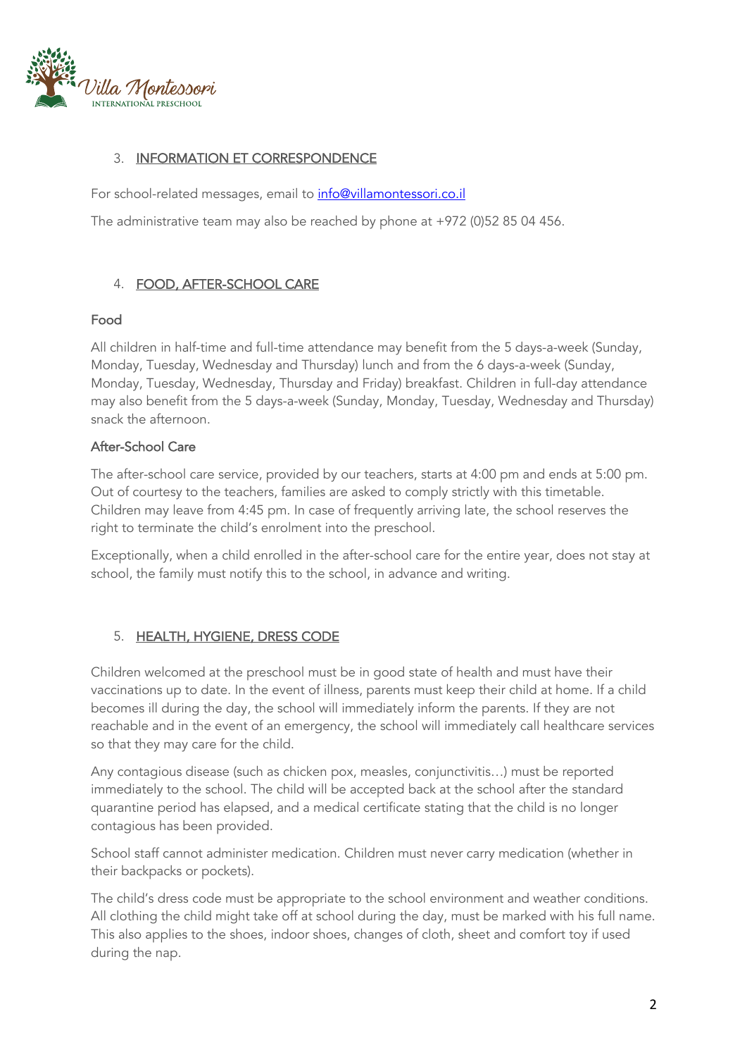## 3. INFORMATION ET CORRESPONDENCE

For school-related messages, email to info@villamontessori.co.il

The administrative team may also be reached by phone at +972 (0)52 85 04 456.

## 4. FOOD, AFTER-SCHOOL CARE

### Food

All children in half-time and full-time attendance may benefit from the 5 days-a-week (Sunday, Monday, Tuesday, Wednesday and Thursday) lunch and from the 6 days-a-week (Sunday, Monday, Tuesday, Wednesday, Thursday and Friday) breakfast. Children in full-day attendance may also benefit from the 5 days-a-week (Sunday, Monday, Tuesday, Wednesday and Thursday) snack the afternoon.

### After-School Care

The after-school care service, provided by our teachers, starts at 4:00 pm and ends at 5:00 pm. Out of courtesy to the teachers, families are asked to comply strictly with this timetable. Children may leave from 4:45 pm. In case of frequently arriving late, the school reserves the right to terminate the child's enrolment into the preschool.

Exceptionally, when a child enrolled in the after-school care for the entire year, does not stay at school, the family must notify this to the school, in advance and writing.

## 5. HEALTH, HYGIENE, DRESS CODE

Children welcomed at the preschool must be in good state of health and must have their vaccinations up to date. In the event of illness, parents must keep their child at home. If a child becomes ill during the day, the school will immediately inform the parents. If they are not reachable and in the event of an emergency, the school will immediately call healthcare services so that they may care for the child.

Any contagious disease (such as chicken pox, measles, conjunctivitis…) must be reported immediately to the school. The child will be accepted back at the school after the standard quarantine period has elapsed, and a medical certificate stating that the child is no longer contagious has been provided.

School staff cannot administer medication. Children must never carry medication (whether in their backpacks or pockets).

The child's dress code must be appropriate to the school environment and weather conditions. All clothing the child might take off at school during the day, must be marked with his full name. This also applies to the shoes, indoor shoes, changes of cloth, sheet and comfort toy if used during the nap.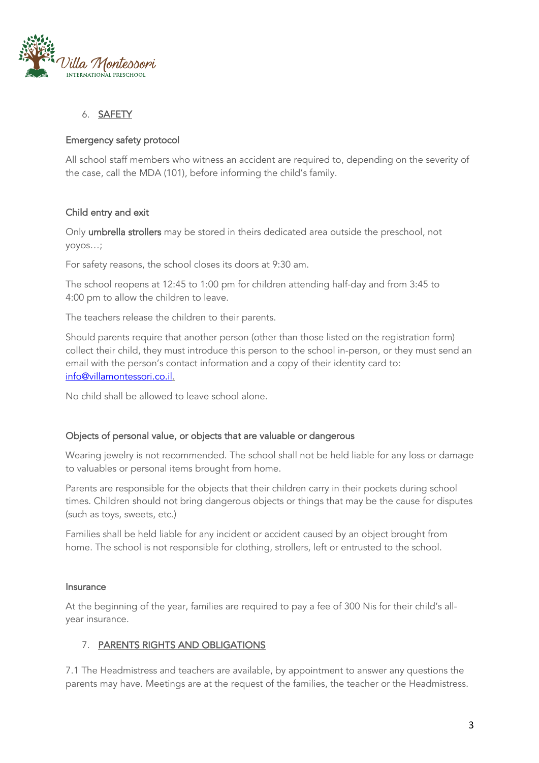## 6. SAFETY

### Emergency safety protocol

All school staff members who witness an accident are required to, depending on the severity of the case, call the MDA (101), before informing the child's family.

### Child entry and exit

Only umbrella strollers may be stored in theirs dedicated area outside the preschool, not yoyos…;

For safety reasons, the school closes its doors at 9:30 am.

The school reopens at 12:45 to 1:00 pm for children attending half-day and from 3:45 to 4:00 pm to allow the children to leave.

The teachers release the children to their parents.

Should parents require that another person (other than those listed on the registration form) collect their child, they must introduce this person to the school in-person, or they must send an email with the person's contact information and a copy of their identity card to: info@villamontessori.co.il.

No child shall be allowed to leave school alone.

### Objects of personal value, or objects that are valuable or dangerous

Wearing jewelry is not recommended. The school shall not be held liable for any loss or damage to valuables or personal items brought from home.

Parents are responsible for the objects that their children carry in their pockets during school times. Children should not bring dangerous objects or things that may be the cause for disputes (such as toys, sweets, etc.)

Families shall be held liable for any incident or accident caused by an object brought from home. The school is not responsible for clothing, strollers, left or entrusted to the school.

### Insurance

At the beginning of the year, families are required to pay a fee of 300 Nis for their child's all-year insurance.

## 7. PARENTS RIGHTS AND OBLIGATIONS

7.1 The Headmistress and teachers are available, by appointment to answer any questions the parents may have. Meetings are at the request of the families, the teacher or the Headmistress.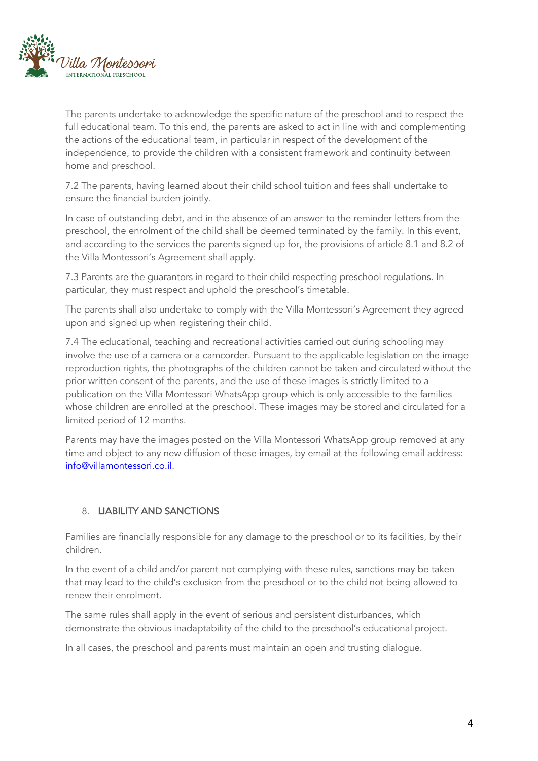The parents undertake to acknowledge the specific nature of the preschool and to respect the full educational team. To this end, the parents are asked to act in line with and complementing the actions of the educational team, in particular in respect of the development of the independence, to provide the children with a consistent framework and continuity between home and preschool.

7.2 The parents, having learned about their child school tuition and fees shall undertake to ensure the financial burden jointly.

In case of outstanding debt, and in the absence of an answer to the reminder letters from the preschool, the enrolment of the child shall be deemed terminated by the family. In this event, and according to the services the parents signed up for, the provisions of article 8.1 and 8.2 of the Villa Montessori's Agreement shall apply.

7.3 Parents are the guarantors in regard to their child respecting preschool regulations. In particular, they must respect and uphold the preschool's timetable.

The parents shall also undertake to comply with the Villa Montessori's Agreement they agreed upon and signed up when registering their child.

7.4 The educational, teaching and recreational activities carried out during schooling may involve the use of a camera or a camcorder. Pursuant to the applicable legislation on the image reproduction rights, the photographs of the children cannot be taken and circulated without the prior written consent of the parents, and the use of these images is strictly limited to a publication on the Villa Montessori WhatsApp group which is only accessible to the families whose children are enrolled at the preschool. These images may be stored and circulated for a limited period of 12 months.

Parents may have the images posted on the Villa Montessori WhatsApp group removed at any time and object to any new diffusion of these images, by email at the following email address: [info@villamontessori.co.il](mailto:info@villamontessori.co.il).

## 8. LIABILITY AND SANCTIONS

Families are financially responsible for any damage to the preschool or to its facilities, by their children.

In the event of a child and/or parent not complying with these rules, sanctions may be taken that may lead to the child's exclusion from the preschool or to the child not being allowed to renew their enrolment.

The same rules shall apply in the event of serious and persistent disturbances, which demonstrate the obvious inadaptability of the child to the preschool's educational project.

In all cases, the preschool and parents must maintain an open and trusting dialogue.